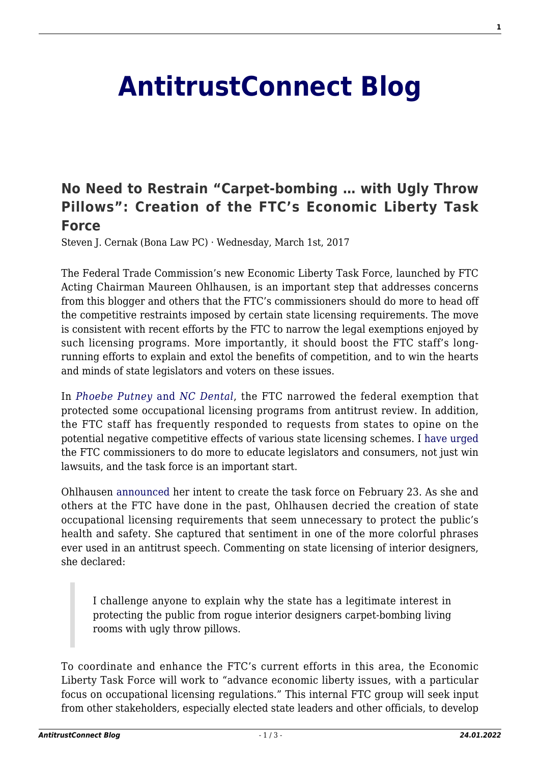# AntitrustConnect Blog

## No Need to Restrain "Carpet-bombing … with Ugly Throw Pillows": Creation of the FTC's Economic Liberty Task Force

Steven J. Cernak (Bona Law PC) · Wednesday, March 1st, 2017

The Federal Trade Commission's new Economic Liberty Task Force, launched by FTC Acting Chairman Maureen Ohlhausen, is an important step that addresses concerns from this blogger and others that the FTC's commissioners should do more to head off the competitive restraints imposed by certain state licensing requirements. The move is consistent with recent efforts by the FTC to narrow the legal exemptions enjoyed by such licensing programs. More importantly, it should boost the FTC staff's long-running efforts to explain and extol the benefits of competition, and to win the hearts and minds of state legislators and voters on these issues.

In *Phoebe Putney* and *NC Dental*, the FTC narrowed the federal exemption that protected some occupational licensing programs from antitrust review. In addition, the FTC staff has frequently responded to requests from states to opine on the potential negative competitive effects of various state licensing schemes. I have urged the FTC commissioners to do more to educate legislators and consumers, not just win lawsuits, and the task force is an important start.

Ohlhausen announced her intent to create the task force on February 23. As she and others at the FTC have done in the past, Ohlhausen decried the creation of state occupational licensing requirements that seem unnecessary to protect the public's health and safety. She captured that sentiment in one of the more colorful phrases ever used in an antitrust speech. Commenting on state licensing of interior designers, she declared:

> I challenge anyone to explain why the state has a legitimate interest in protecting the public from rogue interior designers carpet-bombing living rooms with ugly throw pillows.

To coordinate and enhance the FTC's current efforts in this area, the Economic Liberty Task Force will work to "advance economic liberty issues, with a particular focus on occupational licensing regulations." This internal FTC group will seek input from other stakeholders, especially elected state leaders and other officials, to develop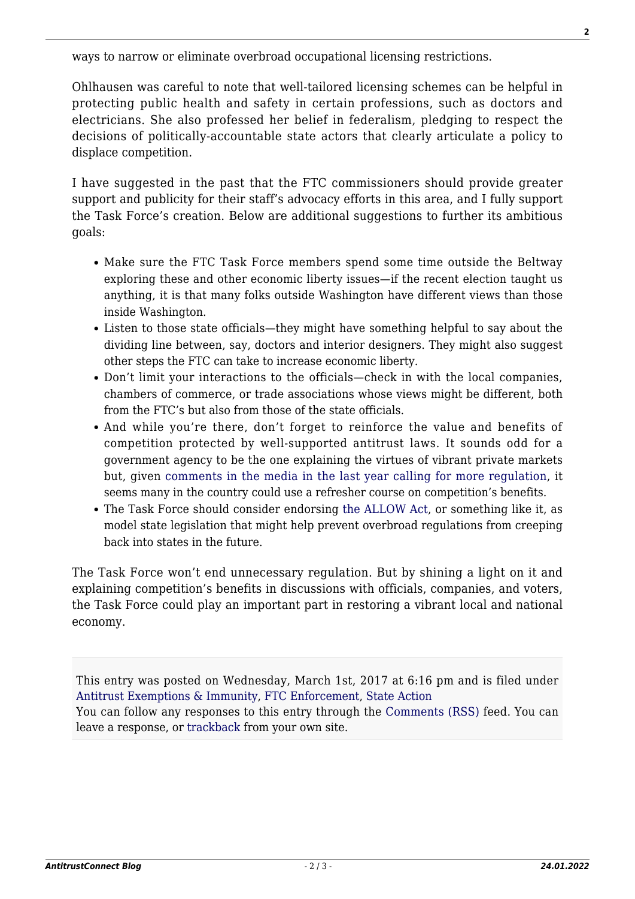ways to narrow or eliminate overbroad occupational licensing restrictions.

Ohlhausen was careful to note that well-tailored licensing schemes can be helpful in protecting public health and safety in certain professions, such as doctors and electricians. She also professed her belief in federalism, pledging to respect the decisions of politically-accountable state actors that clearly articulate a policy to displace competition.

I have suggested in the past that the FTC commissioners should provide greater support and publicity for their staff's advocacy efforts in this area, and I fully support the Task Force's creation. Below are additional suggestions to further its ambitious goals:

- Make sure the FTC Task Force members spend some time outside the Beltway exploring these and other economic liberty issues—if the recent election taught us anything, it is that many folks outside Washington have different views than those inside Washington.
- Listen to those state officials—they might have something helpful to say about the dividing line between, say, doctors and interior designers. They might also suggest other steps the FTC can take to increase economic liberty.
- Don't limit your interactions to the officials—check in with the local companies, chambers of commerce, or trade associations whose views might be different, both from the FTC's but also from those of the state officials.
- And while you're there, don't forget to reinforce the value and benefits of competition protected by well-supported antitrust laws. It sounds odd for a government agency to be the one explaining the virtues of vibrant private markets but, given comments in the media in the last year calling for more regulation, it seems many in the country could use a refresher course on competition's benefits.
- The Task Force should consider endorsing the ALLOW Act, or something like it, as model state legislation that might help prevent overbroad regulations from creeping back into states in the future.

The Task Force won't end unnecessary regulation. But by shining a light on it and explaining competition's benefits in discussions with officials, companies, and voters, the Task Force could play an important part in restoring a vibrant local and national economy.

This entry was posted on Wednesday, March 1st, 2017 at 6:16 pm and is filed under Antitrust Exemptions & Immunity, FTC Enforcement, State Action
You can follow any responses to this entry through the Comments (RSS) feed. You can leave a response, or trackback from your own site.